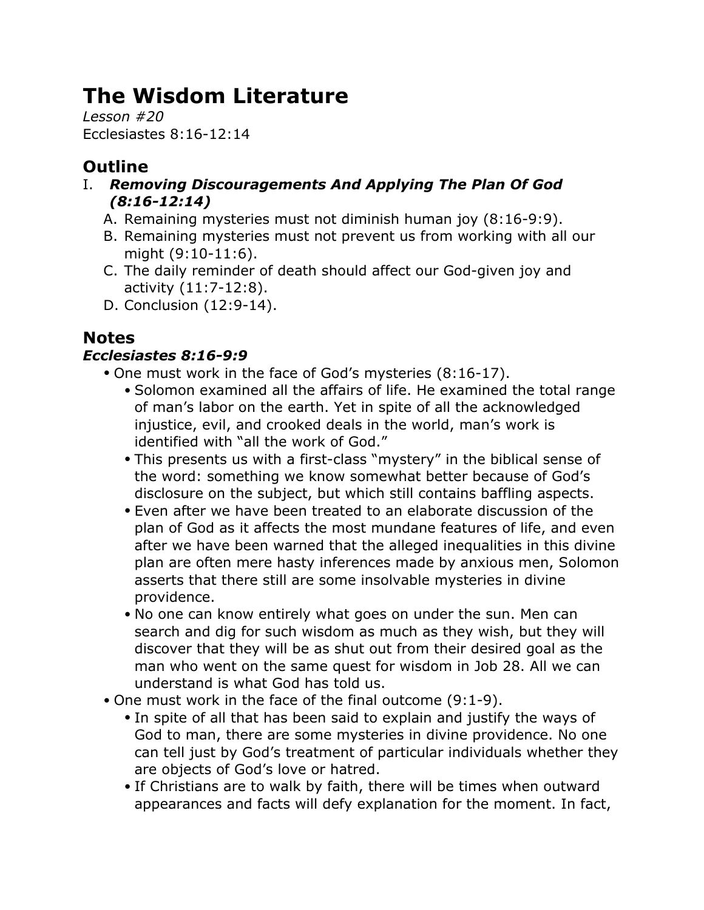# The Wisdom Literature

*Lesson #20*
Ecclesiastes 8:16-12:14

## Outline

I. ***Removing Discouragements And Applying The Plan Of God (8:16-12:14)***
   A. Remaining mysteries must not diminish human joy (8:16-9:9).
   B. Remaining mysteries must not prevent us from working with all our might (9:10-11:6).
   C. The daily reminder of death should affect our God-given joy and activity (11:7-12:8).
   D. Conclusion (12:9-14).

## Notes

### *Ecclesiastes 8:16-9:9*

- One must work in the face of God's mysteries (8:16-17).
  - Solomon examined all the affairs of life. He examined the total range of man's labor on the earth. Yet in spite of all the acknowledged injustice, evil, and crooked deals in the world, man's work is identified with "all the work of God."
  - This presents us with a first-class "mystery" in the biblical sense of the word: something we know somewhat better because of God's disclosure on the subject, but which still contains baffling aspects.
  - Even after we have been treated to an elaborate discussion of the plan of God as it affects the most mundane features of life, and even after we have been warned that the alleged inequalities in this divine plan are often mere hasty inferences made by anxious men, Solomon asserts that there still are some insolvable mysteries in divine providence.
  - No one can know entirely what goes on under the sun. Men can search and dig for such wisdom as much as they wish, but they will discover that they will be as shut out from their desired goal as the man who went on the same quest for wisdom in Job 28. All we can understand is what God has told us.
- One must work in the face of the final outcome (9:1-9).
  - In spite of all that has been said to explain and justify the ways of God to man, there are some mysteries in divine providence. No one can tell just by God's treatment of particular individuals whether they are objects of God's love or hatred.
  - If Christians are to walk by faith, there will be times when outward appearances and facts will defy explanation for the moment. In fact,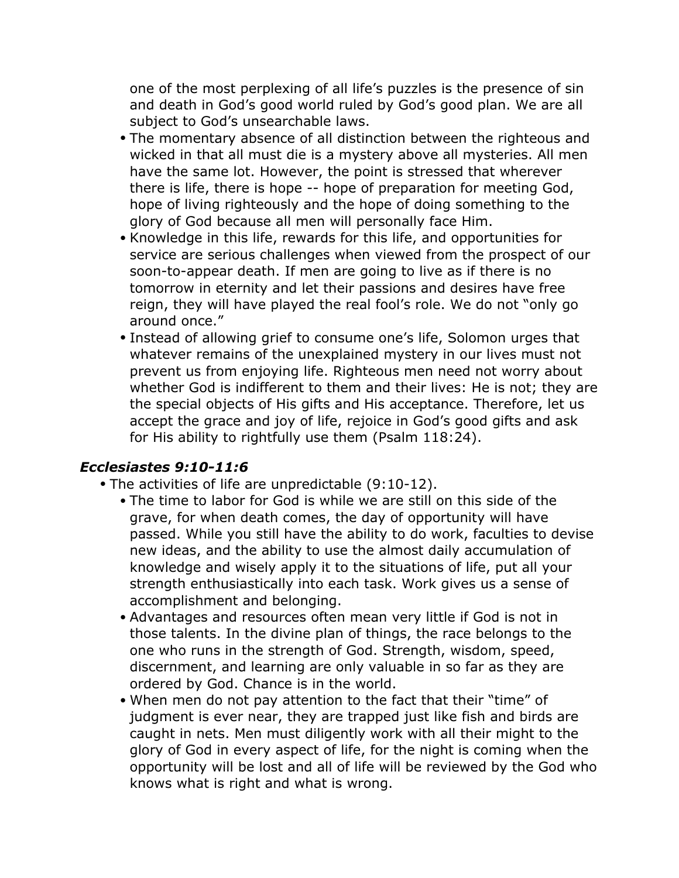one of the most perplexing of all life's puzzles is the presence of sin and death in God's good world ruled by God's good plan. We are all subject to God's unsearchable laws.

- The momentary absence of all distinction between the righteous and wicked in that all must die is a mystery above all mysteries. All men have the same lot. However, the point is stressed that wherever there is life, there is hope -- hope of preparation for meeting God, hope of living righteously and the hope of doing something to the glory of God because all men will personally face Him.
- Knowledge in this life, rewards for this life, and opportunities for service are serious challenges when viewed from the prospect of our soon-to-appear death. If men are going to live as if there is no tomorrow in eternity and let their passions and desires have free reign, they will have played the real fool's role. We do not "only go around once."
- Instead of allowing grief to consume one's life, Solomon urges that whatever remains of the unexplained mystery in our lives must not prevent us from enjoying life. Righteous men need not worry about whether God is indifferent to them and their lives: He is not; they are the special objects of His gifts and His acceptance. Therefore, let us accept the grace and joy of life, rejoice in God's good gifts and ask for His ability to rightfully use them (Psalm 118:24).

### *Ecclesiastes 9:10-11:6*

- The activities of life are unpredictable (9:10-12).
  - The time to labor for God is while we are still on this side of the grave, for when death comes, the day of opportunity will have passed. While you still have the ability to do work, faculties to devise new ideas, and the ability to use the almost daily accumulation of knowledge and wisely apply it to the situations of life, put all your strength enthusiastically into each task. Work gives us a sense of accomplishment and belonging.
  - Advantages and resources often mean very little if God is not in those talents. In the divine plan of things, the race belongs to the one who runs in the strength of God. Strength, wisdom, speed, discernment, and learning are only valuable in so far as they are ordered by God. Chance is in the world.
  - When men do not pay attention to the fact that their "time" of judgment is ever near, they are trapped just like fish and birds are caught in nets. Men must diligently work with all their might to the glory of God in every aspect of life, for the night is coming when the opportunity will be lost and all of life will be reviewed by the God who knows what is right and what is wrong.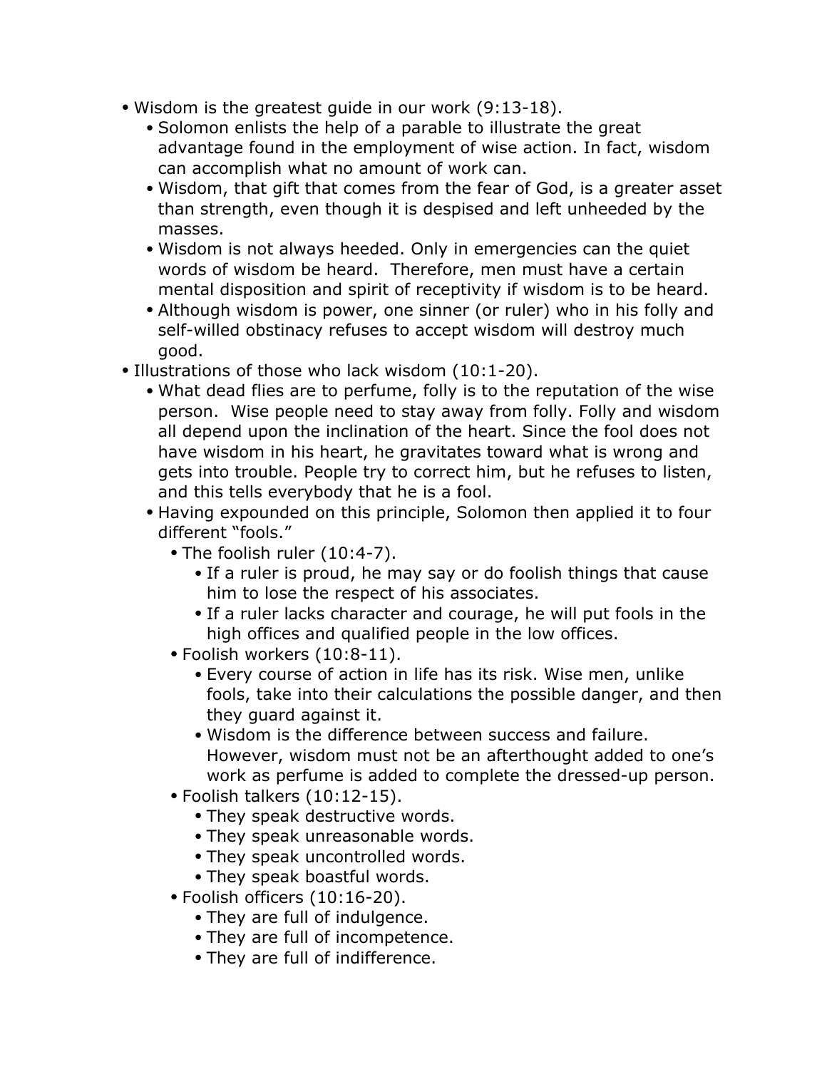- Wisdom is the greatest guide in our work (9:13-18).
  - Solomon enlists the help of a parable to illustrate the great advantage found in the employment of wise action. In fact, wisdom can accomplish what no amount of work can.
  - Wisdom, that gift that comes from the fear of God, is a greater asset than strength, even though it is despised and left unheeded by the masses.
  - Wisdom is not always heeded. Only in emergencies can the quiet words of wisdom be heard.  Therefore, men must have a certain mental disposition and spirit of receptivity if wisdom is to be heard.
  - Although wisdom is power, one sinner (or ruler) who in his folly and self-willed obstinacy refuses to accept wisdom will destroy much good.
- Illustrations of those who lack wisdom (10:1-20).
  - What dead flies are to perfume, folly is to the reputation of the wise person.  Wise people need to stay away from folly. Folly and wisdom all depend upon the inclination of the heart. Since the fool does not have wisdom in his heart, he gravitates toward what is wrong and gets into trouble. People try to correct him, but he refuses to listen, and this tells everybody that he is a fool.
  - Having expounded on this principle, Solomon then applied it to four different "fools."
    - The foolish ruler (10:4-7).
      - If a ruler is proud, he may say or do foolish things that cause him to lose the respect of his associates.
      - If a ruler lacks character and courage, he will put fools in the high offices and qualified people in the low offices.
    - Foolish workers (10:8-11).
      - Every course of action in life has its risk. Wise men, unlike fools, take into their calculations the possible danger, and then they guard against it.
      - Wisdom is the difference between success and failure. However, wisdom must not be an afterthought added to one's work as perfume is added to complete the dressed-up person.
    - Foolish talkers (10:12-15).
      - They speak destructive words.
      - They speak unreasonable words.
      - They speak uncontrolled words.
      - They speak boastful words.
    - Foolish officers (10:16-20).
      - They are full of indulgence.
      - They are full of incompetence.
      - They are full of indifference.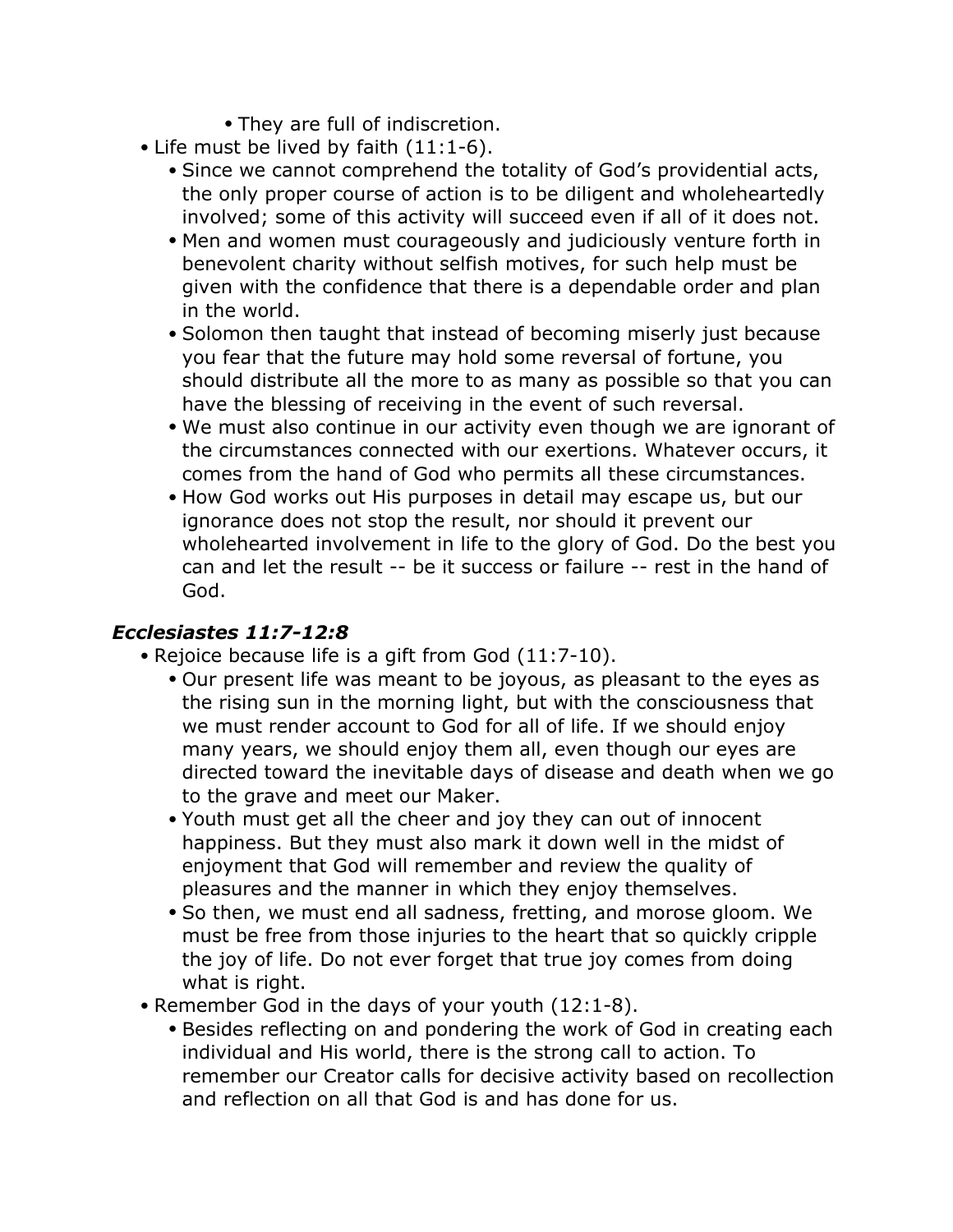- They are full of indiscretion.
- Life must be lived by faith (11:1-6).
    - Since we cannot comprehend the totality of God's providential acts, the only proper course of action is to be diligent and wholeheartedly involved; some of this activity will succeed even if all of it does not.
    - Men and women must courageously and judiciously venture forth in benevolent charity without selfish motives, for such help must be given with the confidence that there is a dependable order and plan in the world.
    - Solomon then taught that instead of becoming miserly just because you fear that the future may hold some reversal of fortune, you should distribute all the more to as many as possible so that you can have the blessing of receiving in the event of such reversal.
    - We must also continue in our activity even though we are ignorant of the circumstances connected with our exertions. Whatever occurs, it comes from the hand of God who permits all these circumstances.
    - How God works out His purposes in detail may escape us, but our ignorance does not stop the result, nor should it prevent our wholehearted involvement in life to the glory of God. Do the best you can and let the result -- be it success or failure -- rest in the hand of God.

### *Ecclesiastes 11:7-12:8*

- Rejoice because life is a gift from God (11:7-10).
    - Our present life was meant to be joyous, as pleasant to the eyes as the rising sun in the morning light, but with the consciousness that we must render account to God for all of life. If we should enjoy many years, we should enjoy them all, even though our eyes are directed toward the inevitable days of disease and death when we go to the grave and meet our Maker.
    - Youth must get all the cheer and joy they can out of innocent happiness. But they must also mark it down well in the midst of enjoyment that God will remember and review the quality of pleasures and the manner in which they enjoy themselves.
    - So then, we must end all sadness, fretting, and morose gloom. We must be free from those injuries to the heart that so quickly cripple the joy of life. Do not ever forget that true joy comes from doing what is right.
- Remember God in the days of your youth (12:1-8).
    - Besides reflecting on and pondering the work of God in creating each individual and His world, there is the strong call to action. To remember our Creator calls for decisive activity based on recollection and reflection on all that God is and has done for us.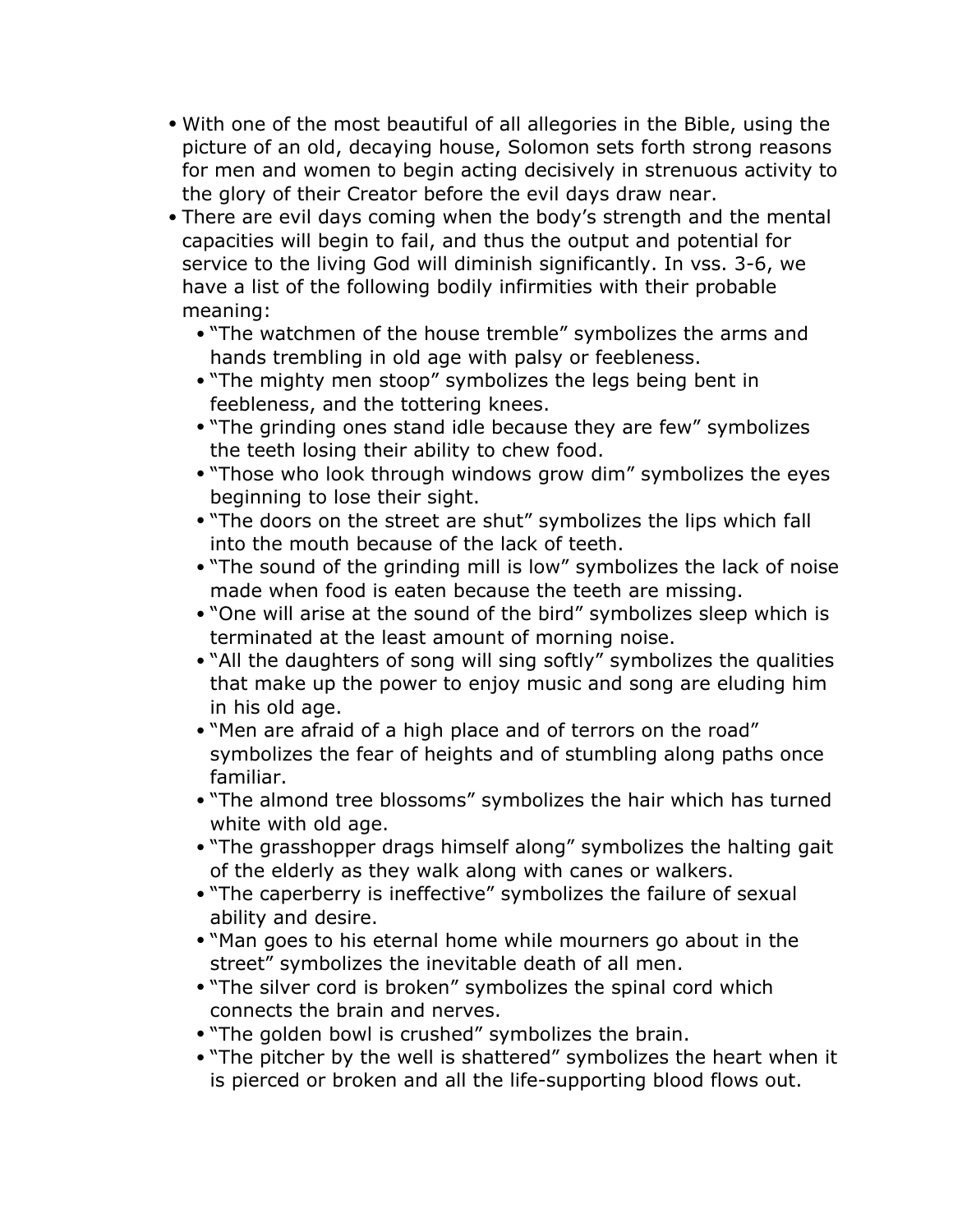- With one of the most beautiful of all allegories in the Bible, using the picture of an old, decaying house, Solomon sets forth strong reasons for men and women to begin acting decisively in strenuous activity to the glory of their Creator before the evil days draw near.
- There are evil days coming when the body's strength and the mental capacities will begin to fail, and thus the output and potential for service to the living God will diminish significantly. In vss. 3-6, we have a list of the following bodily infirmities with their probable meaning:
  - "The watchmen of the house tremble" symbolizes the arms and hands trembling in old age with palsy or feebleness.
  - "The mighty men stoop" symbolizes the legs being bent in feebleness, and the tottering knees.
  - "The grinding ones stand idle because they are few" symbolizes the teeth losing their ability to chew food.
  - "Those who look through windows grow dim" symbolizes the eyes beginning to lose their sight.
  - "The doors on the street are shut" symbolizes the lips which fall into the mouth because of the lack of teeth.
  - "The sound of the grinding mill is low" symbolizes the lack of noise made when food is eaten because the teeth are missing.
  - "One will arise at the sound of the bird" symbolizes sleep which is terminated at the least amount of morning noise.
  - "All the daughters of song will sing softly" symbolizes the qualities that make up the power to enjoy music and song are eluding him in his old age.
  - "Men are afraid of a high place and of terrors on the road" symbolizes the fear of heights and of stumbling along paths once familiar.
  - "The almond tree blossoms" symbolizes the hair which has turned white with old age.
  - "The grasshopper drags himself along" symbolizes the halting gait of the elderly as they walk along with canes or walkers.
  - "The caperberry is ineffective" symbolizes the failure of sexual ability and desire.
  - "Man goes to his eternal home while mourners go about in the street" symbolizes the inevitable death of all men.
  - "The silver cord is broken" symbolizes the spinal cord which connects the brain and nerves.
  - "The golden bowl is crushed" symbolizes the brain.
  - "The pitcher by the well is shattered" symbolizes the heart when it is pierced or broken and all the life-supporting blood flows out.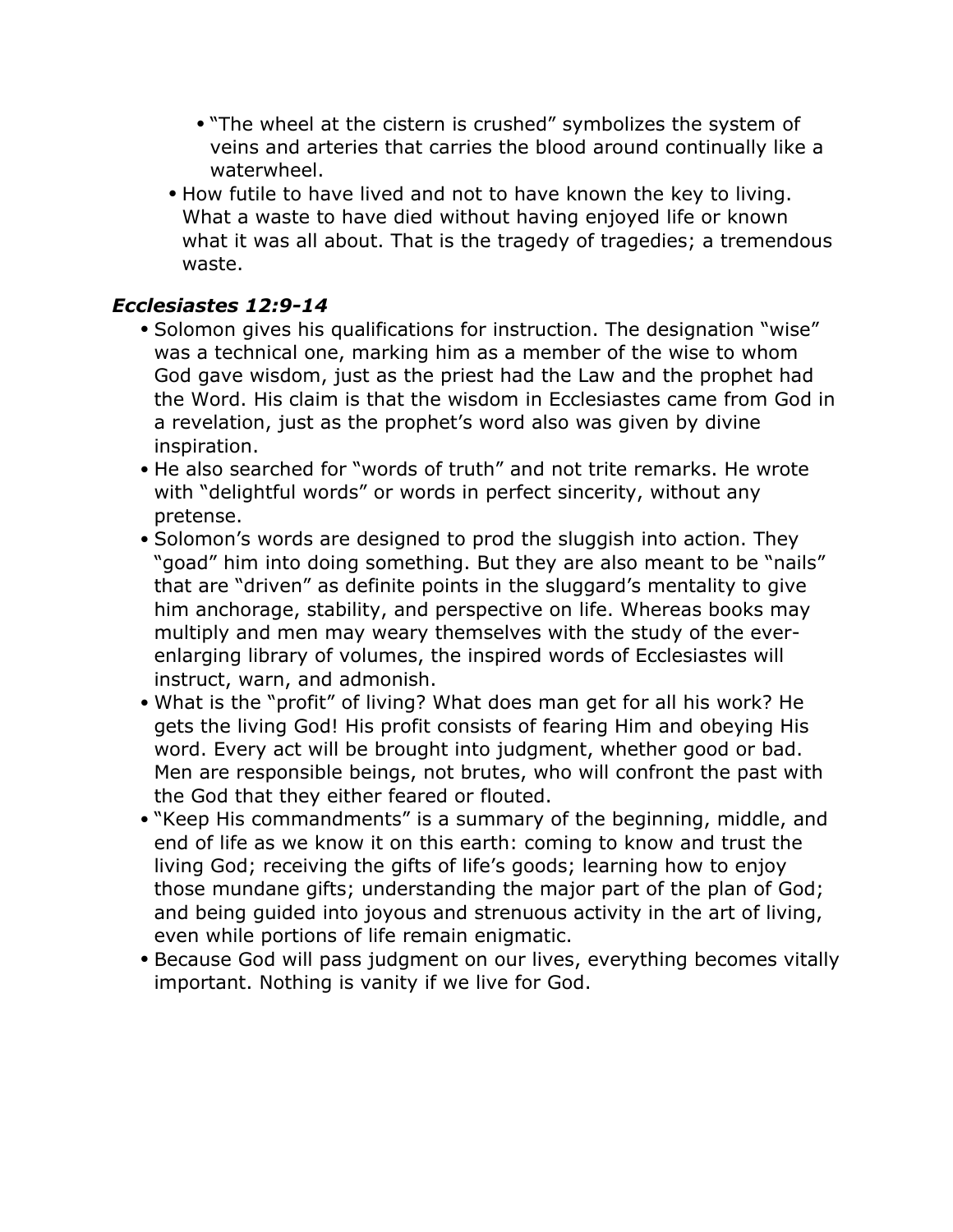- "The wheel at the cistern is crushed" symbolizes the system of veins and arteries that carries the blood around continually like a waterwheel.
- How futile to have lived and not to have known the key to living. What a waste to have died without having enjoyed life or known what it was all about. That is the tragedy of tragedies; a tremendous waste.

### *Ecclesiastes 12:9-14*

- Solomon gives his qualifications for instruction. The designation "wise" was a technical one, marking him as a member of the wise to whom God gave wisdom, just as the priest had the Law and the prophet had the Word. His claim is that the wisdom in Ecclesiastes came from God in a revelation, just as the prophet's word also was given by divine inspiration.
- He also searched for "words of truth" and not trite remarks. He wrote with "delightful words" or words in perfect sincerity, without any pretense.
- Solomon's words are designed to prod the sluggish into action. They "goad" him into doing something. But they are also meant to be "nails" that are "driven" as definite points in the sluggard's mentality to give him anchorage, stability, and perspective on life. Whereas books may multiply and men may weary themselves with the study of the ever-enlarging library of volumes, the inspired words of Ecclesiastes will instruct, warn, and admonish.
- What is the "profit" of living? What does man get for all his work? He gets the living God! His profit consists of fearing Him and obeying His word. Every act will be brought into judgment, whether good or bad. Men are responsible beings, not brutes, who will confront the past with the God that they either feared or flouted.
- "Keep His commandments" is a summary of the beginning, middle, and end of life as we know it on this earth: coming to know and trust the living God; receiving the gifts of life's goods; learning how to enjoy those mundane gifts; understanding the major part of the plan of God; and being guided into joyous and strenuous activity in the art of living, even while portions of life remain enigmatic.
- Because God will pass judgment on our lives, everything becomes vitally important. Nothing is vanity if we live for God.